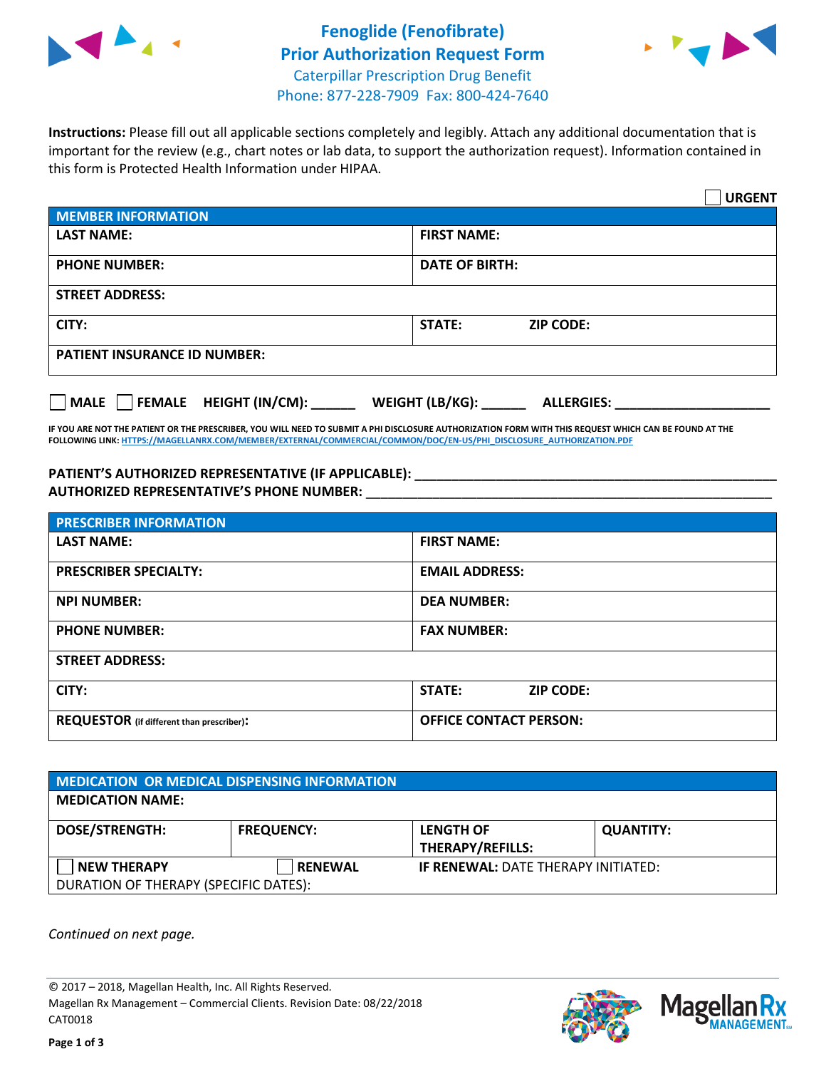# Fenoglide (Fenofibrate) Prior Authorization Request Form

Caterpillar Prescription Drug Benefit
Phone: 877-228-7909 Fax: 800-424-7640

**Instructions:** Please fill out all applicable sections completely and legibly. Attach any additional documentation that is important for the review (e.g., chart notes or lab data, to support the authorization request). Information contained in this form is Protected Health Information under HIPAA.

☐ **URGENT**

| MEMBER INFORMATION | |
|---|---|
| **LAST NAME:** | **FIRST NAME:** |
| **PHONE NUMBER:** | **DATE OF BIRTH:** |
| **STREET ADDRESS:** | |
| **CITY:** | **STATE:** **ZIP CODE:** |
| **PATIENT INSURANCE ID NUMBER:** | |

☐ **MALE** ☐ **FEMALE** **HEIGHT (IN/CM):** ______ **WEIGHT (LB/KG):** ______ **ALLERGIES:** ____________________

**IF YOU ARE NOT THE PATIENT OR THE PRESCRIBER, YOU WILL NEED TO SUBMIT A PHI DISCLOSURE AUTHORIZATION FORM WITH THIS REQUEST WHICH CAN BE FOUND AT THE FOLLOWING LINK: HTTPS://MAGELLANRX.COM/MEMBER/EXTERNAL/COMMERCIAL/COMMON/DOC/EN-US/PHI_DISCLOSURE_AUTHORIZATION.PDF**

**PATIENT'S AUTHORIZED REPRESENTATIVE (IF APPLICABLE):** ____________________________________________
**AUTHORIZED REPRESENTATIVE'S PHONE NUMBER:** ____________________________________________

| PRESCRIBER INFORMATION | |
|---|---|
| **LAST NAME:** | **FIRST NAME:** |
| **PRESCRIBER SPECIALTY:** | **EMAIL ADDRESS:** |
| **NPI NUMBER:** | **DEA NUMBER:** |
| **PHONE NUMBER:** | **FAX NUMBER:** |
| **STREET ADDRESS:** | |
| **CITY:** | **STATE:** **ZIP CODE:** |
| **REQUESTOR** (if different than prescriber)**:** | **OFFICE CONTACT PERSON:** |

| MEDICATION OR MEDICAL DISPENSING INFORMATION | | | |
|---|---|---|---|
| **MEDICATION NAME:** | | | |
| **DOSE/STRENGTH:** | **FREQUENCY:** | **LENGTH OF THERAPY/REFILLS:** | **QUANTITY:** |
| ☐ **NEW THERAPY** | ☐ **RENEWAL** | **IF RENEWAL:** DATE THERAPY INITIATED: | |
| DURATION OF THERAPY (SPECIFIC DATES): | | | |

*Continued on next page.*

© 2017 – 2018, Magellan Health, Inc. All Rights Reserved.
Magellan Rx Management – Commercial Clients. Revision Date: 08/22/2018
CAT0018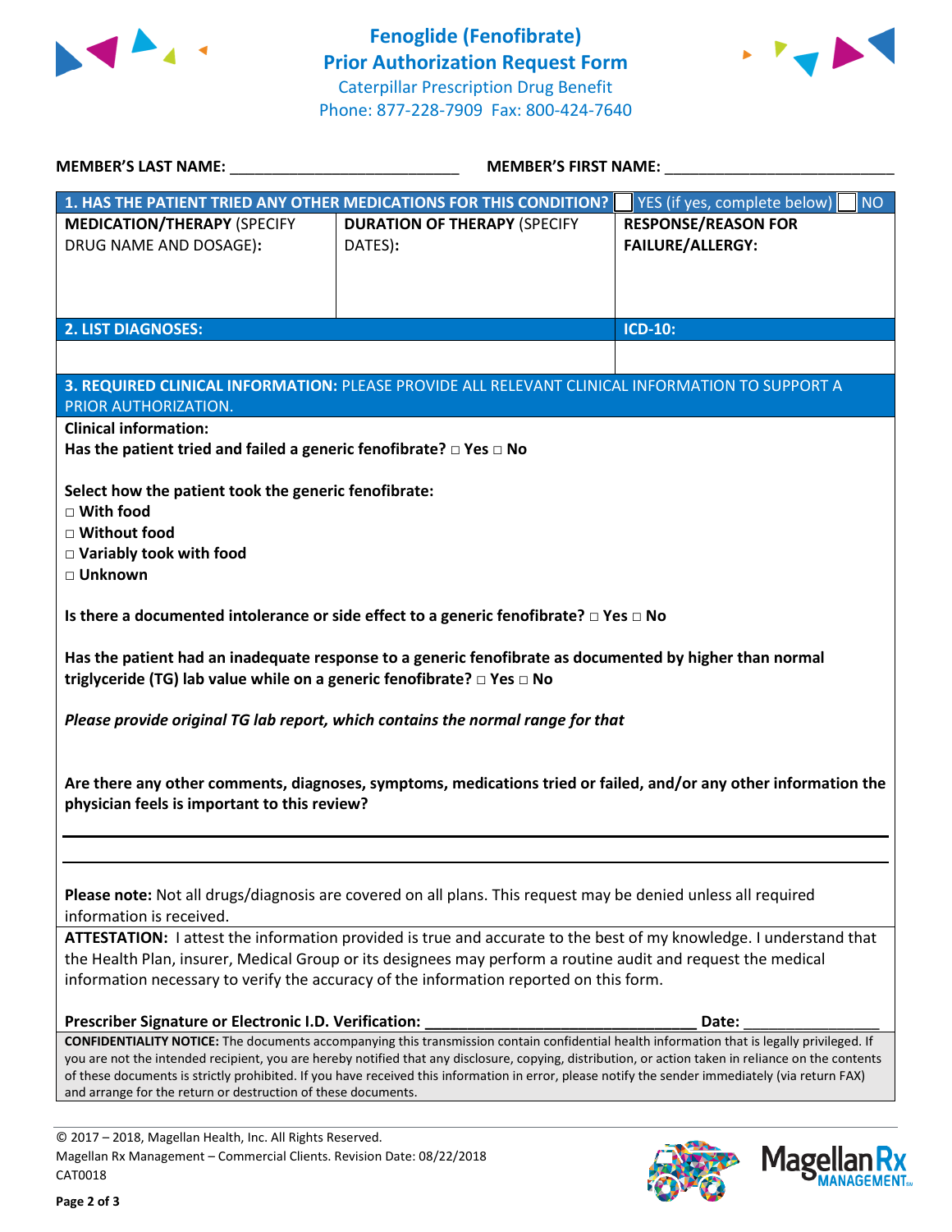# Fenoglide (Fenofibrate) Prior Authorization Request Form

Caterpillar Prescription Drug Benefit
Phone: 877-228-7909 Fax: 800-424-7640

**MEMBER'S LAST NAME:** ___________________________ **MEMBER'S FIRST NAME:** ___________________________

| **1. HAS THE PATIENT TRIED ANY OTHER MEDICATIONS FOR THIS CONDITION?** | | ☐ YES (if yes, complete below) ☐ NO |
|---|---|---|
| **MEDICATION/THERAPY** (SPECIFY DRUG NAME AND DOSAGE): | **DURATION OF THERAPY** (SPECIFY DATES): | **RESPONSE/REASON FOR FAILURE/ALLERGY:** |
| | | |

| **2. LIST DIAGNOSES:** | **ICD-10:** |
|---|---|
| | |

**3. REQUIRED CLINICAL INFORMATION:** PLEASE PROVIDE ALL RELEVANT CLINICAL INFORMATION TO SUPPORT A PRIOR AUTHORIZATION.

**Clinical information:**

**Has the patient tried and failed a generic fenofibrate?** □ **Yes** □ **No**

**Select how the patient took the generic fenofibrate:**

□ **With food**
□ **Without food**
□ **Variably took with food**
□ **Unknown**

**Is there a documented intolerance or side effect to a generic fenofibrate?** □ **Yes** □ **No**

**Has the patient had an inadequate response to a generic fenofibrate as documented by higher than normal triglyceride (TG) lab value while on a generic fenofibrate?** □ **Yes** □ **No**

*Please provide original TG lab report, which contains the normal range for that*

**Are there any other comments, diagnoses, symptoms, medications tried or failed, and/or any other information the physician feels is important to this review?**

______________________________________________________________________________

______________________________________________________________________________

**Please note:** Not all drugs/diagnosis are covered on all plans. This request may be denied unless all required information is received.

**ATTESTATION:** I attest the information provided is true and accurate to the best of my knowledge. I understand that the Health Plan, insurer, Medical Group or its designees may perform a routine audit and request the medical information necessary to verify the accuracy of the information reported on this form.

**Prescriber Signature or Electronic I.D. Verification:** _________________________________ **Date:** ________________

**CONFIDENTIALITY NOTICE:** The documents accompanying this transmission contain confidential health information that is legally privileged. If you are not the intended recipient, you are hereby notified that any disclosure, copying, distribution, or action taken in reliance on the contents of these documents is strictly prohibited. If you have received this information in error, please notify the sender immediately (via return FAX) and arrange for the return or destruction of these documents.

© 2017 – 2018, Magellan Health, Inc. All Rights Reserved.
Magellan Rx Management – Commercial Clients. Revision Date: 08/22/2018
CAT0018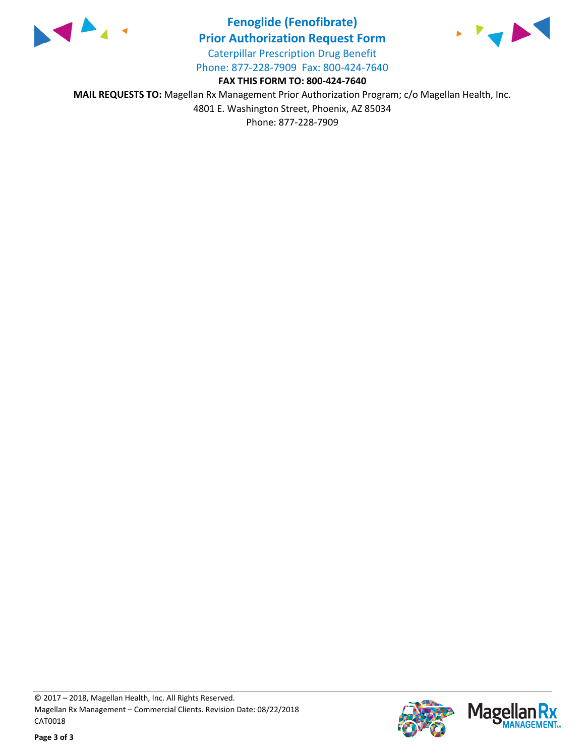# Fenoglide (Fenofibrate)
# Prior Authorization Request Form

Caterpillar Prescription Drug Benefit

Phone: 877-228-7909 Fax: 800-424-7640

**FAX THIS FORM TO: 800-424-7640**

**MAIL REQUESTS TO:** Magellan Rx Management Prior Authorization Program; c/o Magellan Health, Inc.
4801 E. Washington Street, Phoenix, AZ 85034
Phone: 877-228-7909

© 2017 – 2018, Magellan Health, Inc. All Rights Reserved.
Magellan Rx Management – Commercial Clients. Revision Date: 08/22/2018
CAT0018